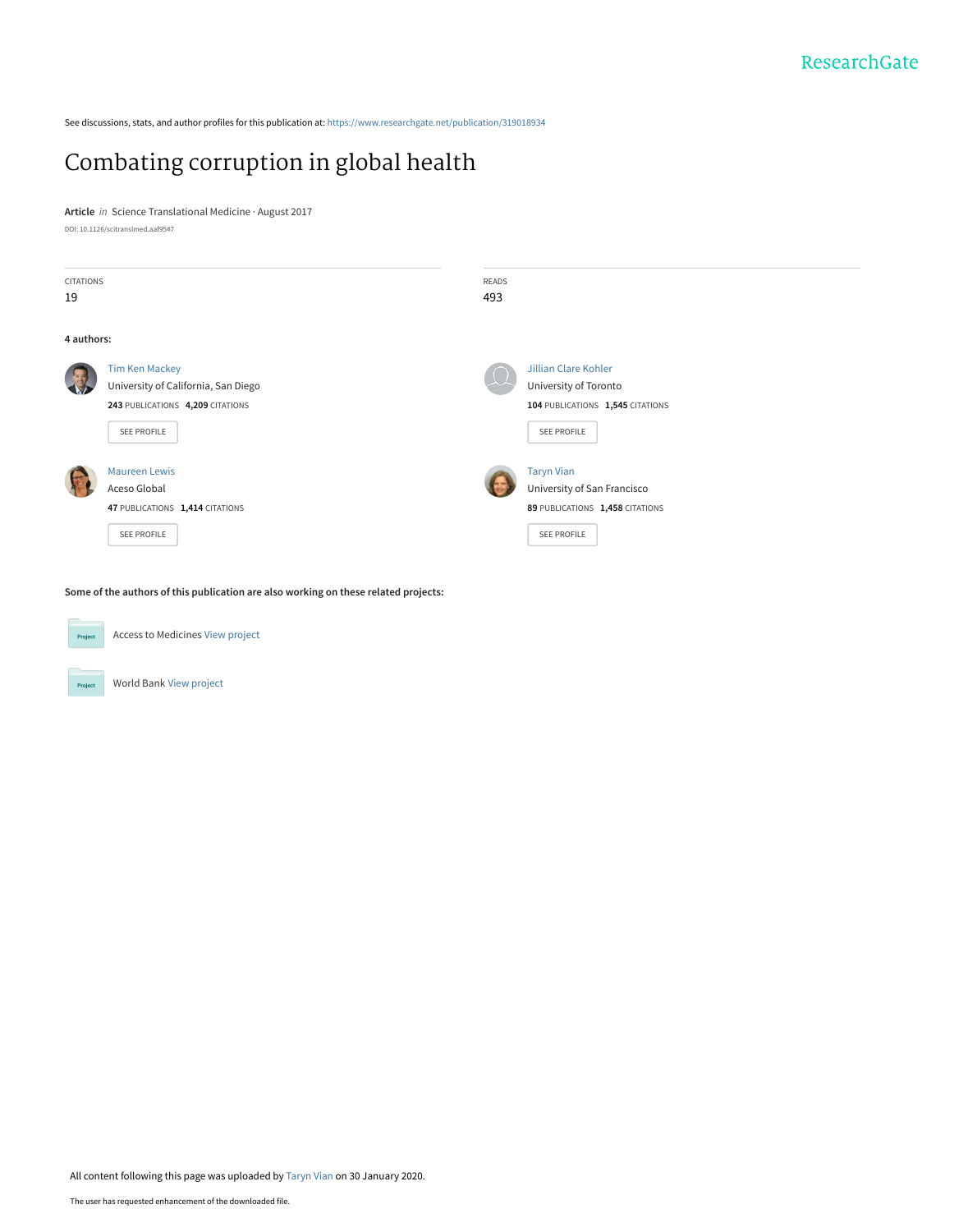ResearchGate

See discussions, stats, and author profiles for this publication at: https://www.researchgate.net/publication/319018934

# Combating corruption in global health

**Article** *in* Science Translational Medicine · August 2017

DOI: 10.1126/scitranslmed.aaf9547

| CITATIONS | READS |
|---|---|
| 19 | 493 |

**4 authors:**

**Tim Ken Mackey**
University of California, San Diego
**243** PUBLICATIONS **4,209** CITATIONS
SEE PROFILE

**Jillian Clare Kohler**
University of Toronto
**104** PUBLICATIONS **1,545** CITATIONS
SEE PROFILE

**Maureen Lewis**
Aceso Global
**47** PUBLICATIONS **1,414** CITATIONS
SEE PROFILE

**Taryn Vian**
University of San Francisco
**89** PUBLICATIONS **1,458** CITATIONS
SEE PROFILE

**Some of the authors of this publication are also working on these related projects:**

- Project: Access to Medicines View project
- Project: World Bank View project

All content following this page was uploaded by Taryn Vian on 30 January 2020.

The user has requested enhancement of the downloaded file.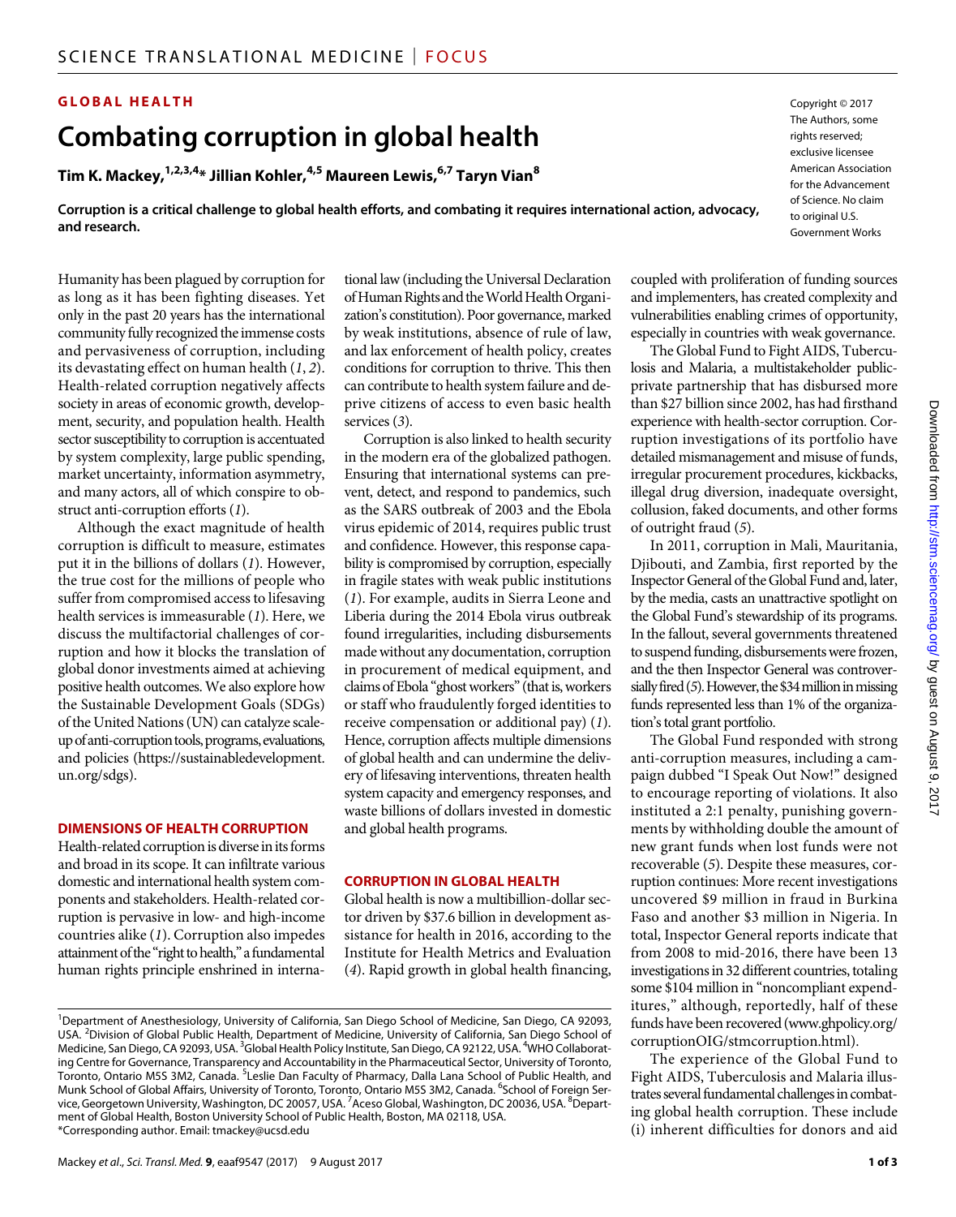## GLOBAL HEALTH

# Combating corruption in global health

**Tim K. Mackey,[1,2,3,4]* Jillian Kohler,[4,5] Maureen Lewis,[6,7] Taryn Vian[8]**

**Corruption is a critical challenge to global health efforts, and combating it requires international action, advocacy, and research.**

Copyright © 2017 The Authors, some rights reserved; exclusive licensee American Association for the Advancement of Science. No claim to original U.S. Government Works

Humanity has been plagued by corruption for as long as it has been fighting diseases. Yet only in the past 20 years has the international community fully recognized the immense costs and pervasiveness of corruption, including its devastating effect on human health (*1*, *2*). Health-related corruption negatively affects society in areas of economic growth, development, security, and population health. Health sector susceptibility to corruption is accentuated by system complexity, large public spending, market uncertainty, information asymmetry, and many actors, all of which conspire to obstruct anti-corruption efforts (*1*).

Although the exact magnitude of health corruption is difficult to measure, estimates put it in the billions of dollars (*1*). However, the true cost for the millions of people who suffer from compromised access to lifesaving health services is immeasurable (*1*). Here, we discuss the multifactorial challenges of corruption and how it blocks the translation of global donor investments aimed at achieving positive health outcomes. We also explore how the Sustainable Development Goals (SDGs) of the United Nations (UN) can catalyze scale-up of anti-corruption tools, programs, evaluations, and policies (https://sustainabledevelopment.un.org/sdgs).

### DIMENSIONS OF HEALTH CORRUPTION

Health-related corruption is diverse in its forms and broad in its scope. It can infiltrate various domestic and international health system components and stakeholders. Health-related corruption is pervasive in low- and high-income countries alike (*1*). Corruption also impedes attainment of the "right to health," a fundamental human rights principle enshrined in international law (including the Universal Declaration of Human Rights and the World Health Organization's constitution). Poor governance, marked by weak institutions, absence of rule of law, and lax enforcement of health policy, creates conditions for corruption to thrive. This then can contribute to health system failure and deprive citizens of access to even basic health services (*3*).

Corruption is also linked to health security in the modern era of the globalized pathogen. Ensuring that international systems can prevent, detect, and respond to pandemics, such as the SARS outbreak of 2003 and the Ebola virus epidemic of 2014, requires public trust and confidence. However, this response capability is compromised by corruption, especially in fragile states with weak public institutions (*1*). For example, audits in Sierra Leone and Liberia during the 2014 Ebola virus outbreak found irregularities, including disbursements made without any documentation, corruption in procurement of medical equipment, and claims of Ebola "ghost workers" (that is, workers or staff who fraudulently forged identities to receive compensation or additional pay) (*1*). Hence, corruption affects multiple dimensions of global health and can undermine the delivery of lifesaving interventions, threaten health system capacity and emergency responses, and waste billions of dollars invested in domestic and global health programs.

### CORRUPTION IN GLOBAL HEALTH

Global health is now a multibillion-dollar sector driven by \$37.6 billion in development assistance for health in 2016, according to the Institute for Health Metrics and Evaluation (*4*). Rapid growth in global health financing, coupled with proliferation of funding sources and implementers, has created complexity and vulnerabilities enabling crimes of opportunity, especially in countries with weak governance.

The Global Fund to Fight AIDS, Tuberculosis and Malaria, a multistakeholder public-private partnership that has disbursed more than \$27 billion since 2002, has had firsthand experience with health-sector corruption. Corruption investigations of its portfolio have detailed mismanagement and misuse of funds, irregular procurement procedures, kickbacks, illegal drug diversion, inadequate oversight, collusion, faked documents, and other forms of outright fraud (*5*).

In 2011, corruption in Mali, Mauritania, Djibouti, and Zambia, first reported by the Inspector General of the Global Fund and, later, by the media, casts an unattractive spotlight on the Global Fund's stewardship of its programs. In the fallout, several governments threatened to suspend funding, disbursements were frozen, and the then Inspector General was controversially fired (*5*). However, the \$34 million in missing funds represented less than 1% of the organization's total grant portfolio.

The Global Fund responded with strong anti-corruption measures, including a campaign dubbed "I Speak Out Now!" designed to encourage reporting of violations. It also instituted a 2:1 penalty, punishing governments by withholding double the amount of new grant funds when lost funds were not recoverable (*5*). Despite these measures, corruption continues: More recent investigations uncovered \$9 million in fraud in Burkina Faso and another \$3 million in Nigeria. In total, Inspector General reports indicate that from 2008 to mid-2016, there have been 13 investigations in 32 different countries, totaling some \$104 million in "noncompliant expenditures," although, reportedly, half of these funds have been recovered (www.ghpolicy.org/corruptionOIG/stmcorruption.html).

The experience of the Global Fund to Fight AIDS, Tuberculosis and Malaria illustrates several fundamental challenges in combating global health corruption. These include (i) inherent difficulties for donors and aid

---

[1]Department of Anesthesiology, University of California, San Diego School of Medicine, San Diego, CA 92093, USA. [2]Division of Global Public Health, Department of Medicine, University of California, San Diego School of Medicine, San Diego, CA 92093, USA. [3]Global Health Policy Institute, San Diego, CA 92122, USA. [4]WHO Collaborating Centre for Governance, Transparency and Accountability in the Pharmaceutical Sector, University of Toronto, Toronto, Ontario M5S 3M2, Canada. [5]Leslie Dan Faculty of Pharmacy, Dalla Lana School of Public Health, and Munk School of Global Affairs, University of Toronto, Toronto, Ontario M5S 3M2, Canada. [6]School of Foreign Service, Georgetown University, Washington, DC 20057, USA. [7]Aceso Global, Washington, DC 20036, USA. [8]Department of Global Health, Boston University School of Public Health, Boston, MA 02118, USA.
*Corresponding author. Email: tmackey@ucsd.edu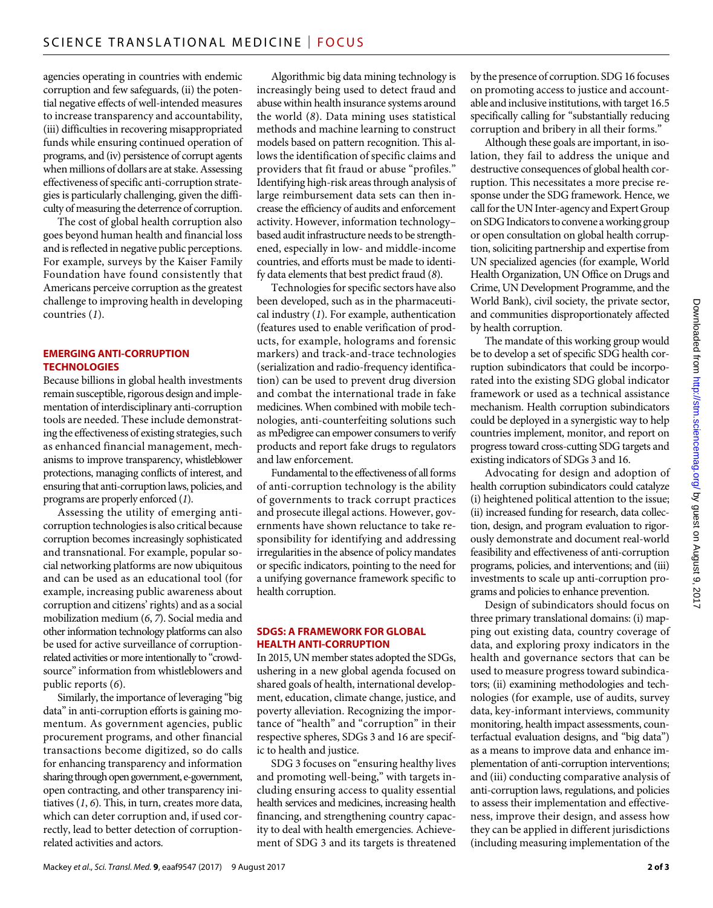agencies operating in countries with endemic corruption and few safeguards, (ii) the potential negative effects of well-intended measures to increase transparency and accountability, (iii) difficulties in recovering misappropriated funds while ensuring continued operation of programs, and (iv) persistence of corrupt agents when millions of dollars are at stake. Assessing effectiveness of specific anti-corruption strategies is particularly challenging, given the difficulty of measuring the deterrence of corruption.

The cost of global health corruption also goes beyond human health and financial loss and is reflected in negative public perceptions. For example, surveys by the Kaiser Family Foundation have found consistently that Americans perceive corruption as the greatest challenge to improving health in developing countries (*1*).

## EMERGING ANTI-CORRUPTION TECHNOLOGIES

Because billions in global health investments remain susceptible, rigorous design and implementation of interdisciplinary anti-corruption tools are needed. These include demonstrating the effectiveness of existing strategies, such as enhanced financial management, mechanisms to improve transparency, whistleblower protections, managing conflicts of interest, and ensuring that anti-corruption laws, policies, and programs are properly enforced (*1*).

Assessing the utility of emerging anti-corruption technologies is also critical because corruption becomes increasingly sophisticated and transnational. For example, popular social networking platforms are now ubiquitous and can be used as an educational tool (for example, increasing public awareness about corruption and citizens' rights) and as a social mobilization medium (*6*, *7*). Social media and other information technology platforms can also be used for active surveillance of corruption-related activities or more intentionally to "crowdsource" information from whistleblowers and public reports (*6*).

Similarly, the importance of leveraging "big data" in anti-corruption efforts is gaining momentum. As government agencies, public procurement programs, and other financial transactions become digitized, so do calls for enhancing transparency and information sharing through open government, e-government, open contracting, and other transparency initiatives (*1*, *6*). This, in turn, creates more data, which can deter corruption and, if used correctly, lead to better detection of corruption-related activities and actors.

Algorithmic big data mining technology is increasingly being used to detect fraud and abuse within health insurance systems around the world (*8*). Data mining uses statistical methods and machine learning to construct models based on pattern recognition. This allows the identification of specific claims and providers that fit fraud or abuse "profiles." Identifying high-risk areas through analysis of large reimbursement data sets can then increase the efficiency of audits and enforcement activity. However, information technology–based audit infrastructure needs to be strengthened, especially in low- and middle-income countries, and efforts must be made to identify data elements that best predict fraud (*8*).

Technologies for specific sectors have also been developed, such as in the pharmaceutical industry (*1*). For example, authentication (features used to enable verification of products, for example, holograms and forensic markers) and track-and-trace technologies (serialization and radio-frequency identification) can be used to prevent drug diversion and combat the international trade in fake medicines. When combined with mobile technologies, anti-counterfeiting solutions such as mPedigree can empower consumers to verify products and report fake drugs to regulators and law enforcement.

Fundamental to the effectiveness of all forms of anti-corruption technology is the ability of governments to track corrupt practices and prosecute illegal actions. However, governments have shown reluctance to take responsibility for identifying and addressing irregularities in the absence of policy mandates or specific indicators, pointing to the need for a unifying governance framework specific to health corruption.

## SDGS: A FRAMEWORK FOR GLOBAL HEALTH ANTI-CORRUPTION

In 2015, UN member states adopted the SDGs, ushering in a new global agenda focused on shared goals of health, international development, education, climate change, justice, and poverty alleviation. Recognizing the importance of "health" and "corruption" in their respective spheres, SDGs 3 and 16 are specific to health and justice.

SDG 3 focuses on "ensuring healthy lives and promoting well-being," with targets including ensuring access to quality essential health services and medicines, increasing health financing, and strengthening country capacity to deal with health emergencies. Achievement of SDG 3 and its targets is threatened by the presence of corruption. SDG 16 focuses on promoting access to justice and accountable and inclusive institutions, with target 16.5 specifically calling for "substantially reducing corruption and bribery in all their forms."

Although these goals are important, in isolation, they fail to address the unique and destructive consequences of global health corruption. This necessitates a more precise response under the SDG framework. Hence, we call for the UN Inter-agency and Expert Group on SDG Indicators to convene a working group or open consultation on global health corruption, soliciting partnership and expertise from UN specialized agencies (for example, World Health Organization, UN Office on Drugs and Crime, UN Development Programme, and the World Bank), civil society, the private sector, and communities disproportionately affected by health corruption.

The mandate of this working group would be to develop a set of specific SDG health corruption subindicators that could be incorporated into the existing SDG global indicator framework or used as a technical assistance mechanism. Health corruption subindicators could be deployed in a synergistic way to help countries implement, monitor, and report on progress toward cross-cutting SDG targets and existing indicators of SDGs 3 and 16.

Advocating for design and adoption of health corruption subindicators could catalyze (i) heightened political attention to the issue; (ii) increased funding for research, data collection, design, and program evaluation to rigorously demonstrate and document real-world feasibility and effectiveness of anti-corruption programs, policies, and interventions; and (iii) investments to scale up anti-corruption programs and policies to enhance prevention.

Design of subindicators should focus on three primary translational domains: (i) mapping out existing data, country coverage of data, and exploring proxy indicators in the health and governance sectors that can be used to measure progress toward subindicators; (ii) examining methodologies and technologies (for example, use of audits, survey data, key-informant interviews, community monitoring, health impact assessments, counterfactual evaluation designs, and "big data") as a means to improve data and enhance implementation of anti-corruption interventions; and (iii) conducting comparative analysis of anti-corruption laws, regulations, and policies to assess their implementation and effectiveness, improve their design, and assess how they can be applied in different jurisdictions (including measuring implementation of the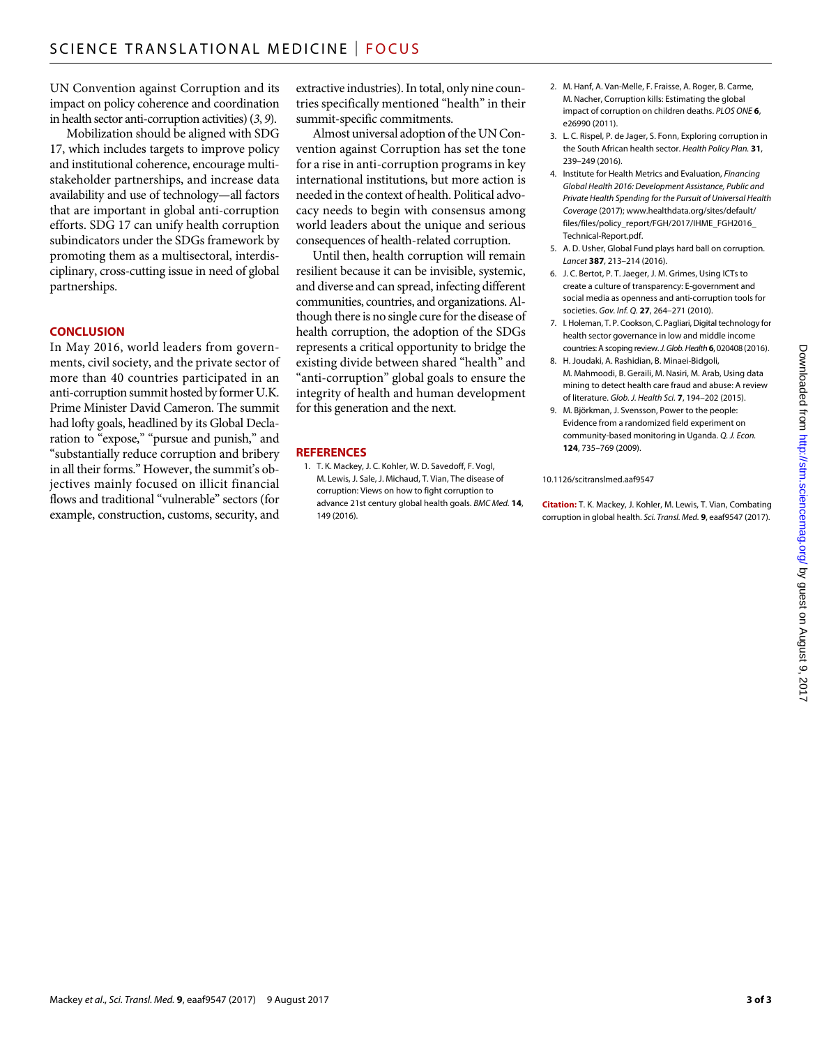UN Convention against Corruption and its impact on policy coherence and coordination in health sector anti-corruption activities) (*3*, *9*).

Mobilization should be aligned with SDG 17, which includes targets to improve policy and institutional coherence, encourage multistakeholder partnerships, and increase data availability and use of technology—all factors that are important in global anti-corruption efforts. SDG 17 can unify health corruption subindicators under the SDGs framework by promoting them as a multisectoral, interdisciplinary, cross-cutting issue in need of global partnerships.

## CONCLUSION

In May 2016, world leaders from governments, civil society, and the private sector of more than 40 countries participated in an anti-corruption summit hosted by former U.K. Prime Minister David Cameron. The summit had lofty goals, headlined by its Global Declaration to "expose," "pursue and punish," and "substantially reduce corruption and bribery in all their forms." However, the summit's objectives mainly focused on illicit financial flows and traditional "vulnerable" sectors (for example, construction, customs, security, and extractive industries). In total, only nine countries specifically mentioned "health" in their summit-specific commitments.

Almost universal adoption of the UN Convention against Corruption has set the tone for a rise in anti-corruption programs in key international institutions, but more action is needed in the context of health. Political advocacy needs to begin with consensus among world leaders about the unique and serious consequences of health-related corruption.

Until then, health corruption will remain resilient because it can be invisible, systemic, and diverse and can spread, infecting different communities, countries, and organizations. Although there is no single cure for the disease of health corruption, the adoption of the SDGs represents a critical opportunity to bridge the existing divide between shared "health" and "anti-corruption" global goals to ensure the integrity of health and human development for this generation and the next.

## REFERENCES

1. T. K. Mackey, J. C. Kohler, W. D. Savedoff, F. Vogl, M. Lewis, J. Sale, J. Michaud, T. Vian, The disease of corruption: Views on how to fight corruption to advance 21st century global health goals. *BMC Med.* **14**, 149 (2016).
2. M. Hanf, A. Van-Melle, F. Fraisse, A. Roger, B. Carme, M. Nacher, Corruption kills: Estimating the global impact of corruption on children deaths. *PLOS ONE* **6**, e26990 (2011).
3. L. C. Rispel, P. de Jager, S. Fonn, Exploring corruption in the South African health sector. *Health Policy Plan.* **31**, 239–249 (2016).
4. Institute for Health Metrics and Evaluation, *Financing Global Health 2016: Development Assistance, Public and Private Health Spending for the Pursuit of Universal Health Coverage* (2017); www.healthdata.org/sites/default/files/files/policy_report/FGH/2017/IHME_FGH2016_Technical-Report.pdf.
5. A. D. Usher, Global Fund plays hard ball on corruption. *Lancet* **387**, 213–214 (2016).
6. J. C. Bertot, P. T. Jaeger, J. M. Grimes, Using ICTs to create a culture of transparency: E-government and social media as openness and anti-corruption tools for societies. *Gov. Inf. Q.* **27**, 264–271 (2010).
7. I. Holeman, T. P. Cookson, C. Pagliari, Digital technology for health sector governance in low and middle income countries: A scoping review. *J. Glob. Health* **6**, 020408 (2016).
8. H. Joudaki, A. Rashidian, B. Minaei-Bidgoli, M. Mahmoodi, B. Geraili, M. Nasiri, M. Arab, Using data mining to detect health care fraud and abuse: A review of literature. *Glob. J. Health Sci.* **7**, 194–202 (2015).
9. M. Björkman, J. Svensson, Power to the people: Evidence from a randomized field experiment on community-based monitoring in Uganda. *Q. J. Econ.* **124**, 735–769 (2009).

10.1126/scitranslmed.aaf9547

**Citation:** T. K. Mackey, J. Kohler, M. Lewis, T. Vian, Combating corruption in global health. *Sci. Transl. Med.* **9**, eaaf9547 (2017).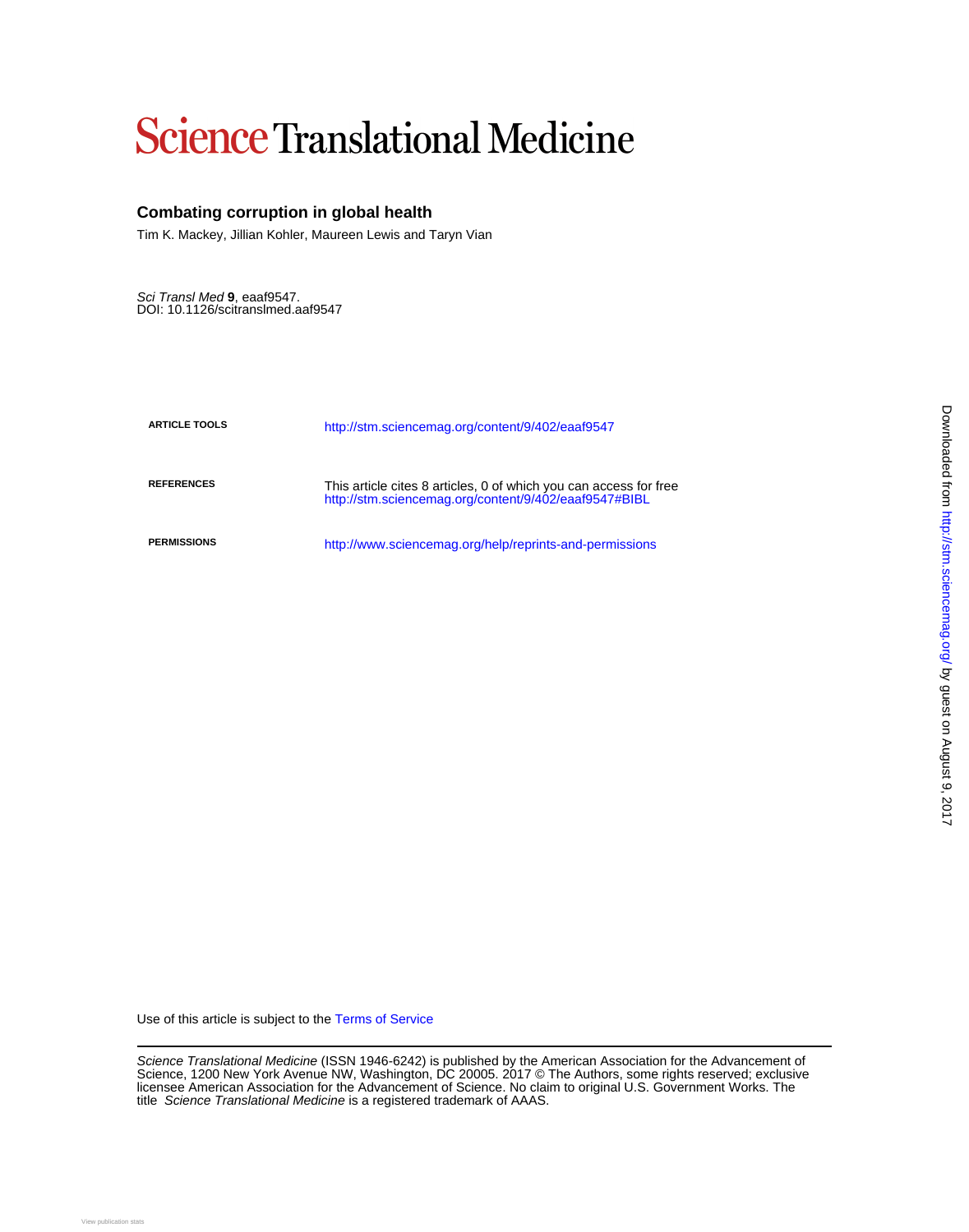# Science Translational Medicine

## Combating corruption in global health

Tim K. Mackey, Jillian Kohler, Maureen Lewis and Taryn Vian

*Sci Transl Med* **9**, eaaf9547.
DOI: 10.1126/scitranslmed.aaf9547

| | |
|---|---|
| **ARTICLE TOOLS** | http://stm.sciencemag.org/content/9/402/eaaf9547 |
| **REFERENCES** | This article cites 8 articles, 0 of which you can access for free http://stm.sciencemag.org/content/9/402/eaaf9547#BIBL |
| **PERMISSIONS** | http://www.sciencemag.org/help/reprints-and-permissions |

Use of this article is subject to the Terms of Service

*Science Translational Medicine* (ISSN 1946-6242) is published by the American Association for the Advancement of Science, 1200 New York Avenue NW, Washington, DC 20005. 2017 © The Authors, some rights reserved; exclusive licensee American Association for the Advancement of Science. No claim to original U.S. Government Works. The title *Science Translational Medicine* is a registered trademark of AAAS.

Downloaded from http://stm.sciencemag.org/ by guest on August 9, 2017